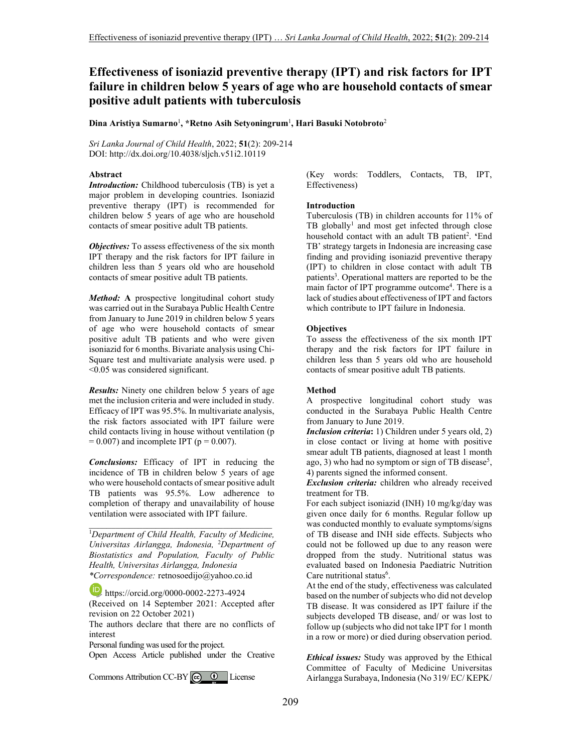# Effectiveness of isoniazid preventive therapy (IPT) and risk factors for IPT failure in children below 5 years of age who are household contacts of smear positive adult patients with tuberculosis

**Dina Aristiya Sumarno**[1], ***Retno Asih Setyoningrum**[1], **Hari Basuki Notobroto**[2]

*Sri Lanka Journal of Child Health*, 2022; **51**(2): 209-214
DOI: http://dx.doi.org/10.4038/sljch.v51i2.10119

### Abstract

***Introduction:*** Childhood tuberculosis (TB) is yet a major problem in developing countries. Isoniazid preventive therapy (IPT) is recommended for children below 5 years of age who are household contacts of smear positive adult TB patients.

***Objectives:*** To assess effectiveness of the six month IPT therapy and the risk factors for IPT failure in children less than 5 years old who are household contacts of smear positive adult TB patients.

***Method:*** **A** prospective longitudinal cohort study was carried out in the Surabaya Public Health Centre from January to June 2019 in children below 5 years of age who were household contacts of smear positive adult TB patients and who were given isoniazid for 6 months. Bivariate analysis using Chi-Square test and multivariate analysis were used. p <0.05 was considered significant.

***Results:*** Ninety one children below 5 years of age met the inclusion criteria and were included in study. Efficacy of IPT was 95.5%. In multivariate analysis, the risk factors associated with IPT failure were child contacts living in house without ventilation ($p = 0.007$) and incomplete IPT ($p = 0.007$).

***Conclusions:*** Efficacy of IPT in reducing the incidence of TB in children below 5 years of age who were household contacts of smear positive adult TB patients was 95.5%. Low adherence to completion of therapy and unavailability of house ventilation were associated with IPT failure.

(Key words: Toddlers, Contacts, TB, IPT, Effectiveness)

---

[1]*Department of Child Health, Faculty of Medicine, Universitas Airlangga, Indonesia,* [2]*Department of Biostatistics and Population, Faculty of Public Health, Universitas Airlangga, Indonesia*
*\*Correspondence:* retnosoedijo@yahoo.co.id

https://orcid.org/0000-0002-2273-4924

(Received on 14 September 2021: Accepted after revision on 22 October 2021)

The authors declare that there are no conflicts of interest

Personal funding was used for the project.

Open Access Article published under the Creative Commons Attribution CC-BY License

### Introduction

Tuberculosis (TB) in children accounts for 11% of TB globally[1] and most get infected through close household contact with an adult TB patient[2]. 'End TB' strategy targets in Indonesia are increasing case finding and providing isoniazid preventive therapy (IPT) to children in close contact with adult TB patients[3]. Operational matters are reported to be the main factor of IPT programme outcome[4]. There is a lack of studies about effectiveness of IPT and factors which contribute to IPT failure in Indonesia.

### Objectives

To assess the effectiveness of the six month IPT therapy and the risk factors for IPT failure in children less than 5 years old who are household contacts of smear positive adult TB patients.

### Method

A prospective longitudinal cohort study was conducted in the Surabaya Public Health Centre from January to June 2019.

***Inclusion criteria*:** 1) Children under 5 years old, 2) in close contact or living at home with positive smear adult TB patients, diagnosed at least 1 month ago, 3) who had no symptom or sign of TB disease[5], 4) parents signed the informed consent.

***Exclusion criteria:*** children who already received treatment for TB.

For each subject isoniazid (INH) 10 mg/kg/day was given once daily for 6 months. Regular follow up was conducted monthly to evaluate symptoms/signs of TB disease and INH side effects. Subjects who could not be followed up due to any reason were dropped from the study. Nutritional status was evaluated based on Indonesia Paediatric Nutrition Care nutritional status[6].

At the end of the study, effectiveness was calculated based on the number of subjects who did not develop TB disease. It was considered as IPT failure if the subjects developed TB disease, and/ or was lost to follow up (subjects who did not take IPT for 1 month in a row or more) or died during observation period.

***Ethical issues:*** Study was approved by the Ethical Committee of Faculty of Medicine Universitas Airlangga Surabaya, Indonesia (No 319/ EC/ KEPK/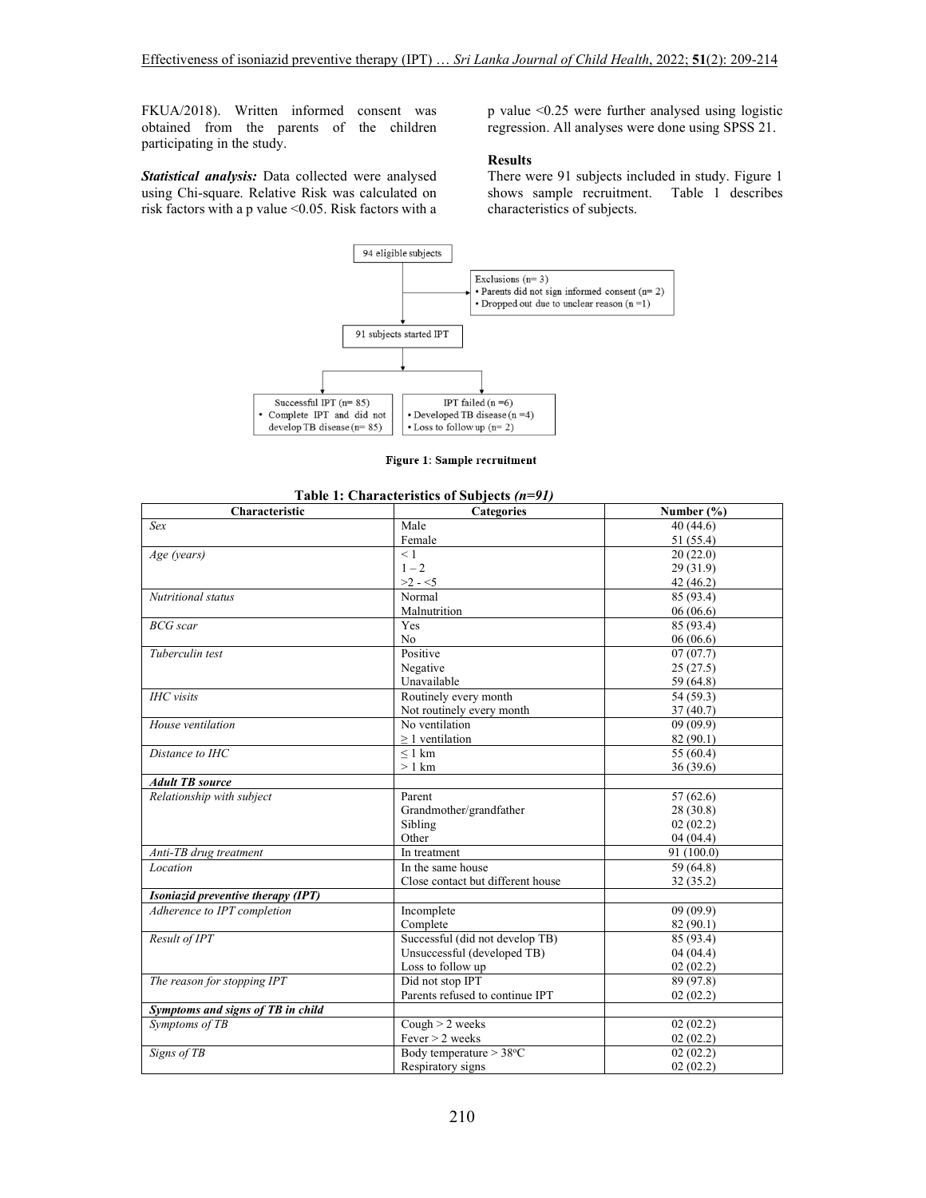FKUA/2018). Written informed consent was obtained from the parents of the children participating in the study.

***Statistical analysis:*** Data collected were analysed using Chi-square. Relative Risk was calculated on risk factors with a p value <0.05. Risk factors with a p value <0.25 were further analysed using logistic regression. All analyses were done using SPSS 21.

**Results**

There were 91 subjects included in study. Figure 1 shows sample recruitment. Table 1 describes characteristics of subjects.

94 eligible subjects

Exclusions (n= 3)
- Parents did not sign informed consent (n= 2)
- Dropped out due to unclear reason (n =1)

91 subjects started IPT

Successful IPT (n= 85)
- Complete IPT and did not develop TB disease (n= 85)

IPT failed (n =6)
- Developed TB disease (n =4)
- Loss to follow up (n= 2)

**Figure 1**: **Sample recruitment**

**Table 1: Characteristics of Subjects** ***(n=91)***

| Characteristic | Categories | Number (%) |
|---|---|---|
| *Sex* | Male | 40 (44.6) |
| | Female | 51 (55.4) |
| *Age (years)* | < 1 | 20 (22.0) |
| | 1 – 2 | 29 (31.9) |
| | >2 - <5 | 42 (46.2) |
| *Nutritional status* | Normal | 85 (93.4) |
| | Malnutrition | 06 (06.6) |
| *BCG scar* | Yes | 85 (93.4) |
| | No | 06 (06.6) |
| *Tuberculin test* | Positive | 07 (07.7) |
| | Negative | 25 (27.5) |
| | Unavailable | 59 (64.8) |
| *IHC visits* | Routinely every month | 54 (59.3) |
| | Not routinely every month | 37 (40.7) |
| *House ventilation* | No ventilation | 09 (09.9) |
| | ≥ 1 ventilation | 82 (90.1) |
| *Distance to IHC* | ≤ 1 km | 55 (60.4) |
| | > 1 km | 36 (39.6) |
| ***Adult TB source*** | | |
| *Relationship with subject* | Parent | 57 (62.6) |
| | Grandmother/grandfather | 28 (30.8) |
| | Sibling | 02 (02.2) |
| | Other | 04 (04.4) |
| *Anti-TB drug treatment* | In treatment | 91 (100.0) |
| *Location* | In the same house | 59 (64.8) |
| | Close contact but different house | 32 (35.2) |
| ***Isoniazid preventive therapy (IPT)*** | | |
| *Adherence to IPT completion* | Incomplete | 09 (09.9) |
| | Complete | 82 (90.1) |
| *Result of IPT* | Successful (did not develop TB) | 85 (93.4) |
| | Unsuccessful (developed TB) | 04 (04.4) |
| | Loss to follow up | 02 (02.2) |
| *The reason for stopping IPT* | Did not stop IPT | 89 (97.8) |
| | Parents refused to continue IPT | 02 (02.2) |
| ***Symptoms and signs of TB in child*** | | |
| *Symptoms of TB* | Cough > 2 weeks | 02 (02.2) |
| | Fever > 2 weeks | 02 (02.2) |
| *Signs of TB* | Body temperature > 38°C | 02 (02.2) |
| | Respiratory signs | 02 (02.2) |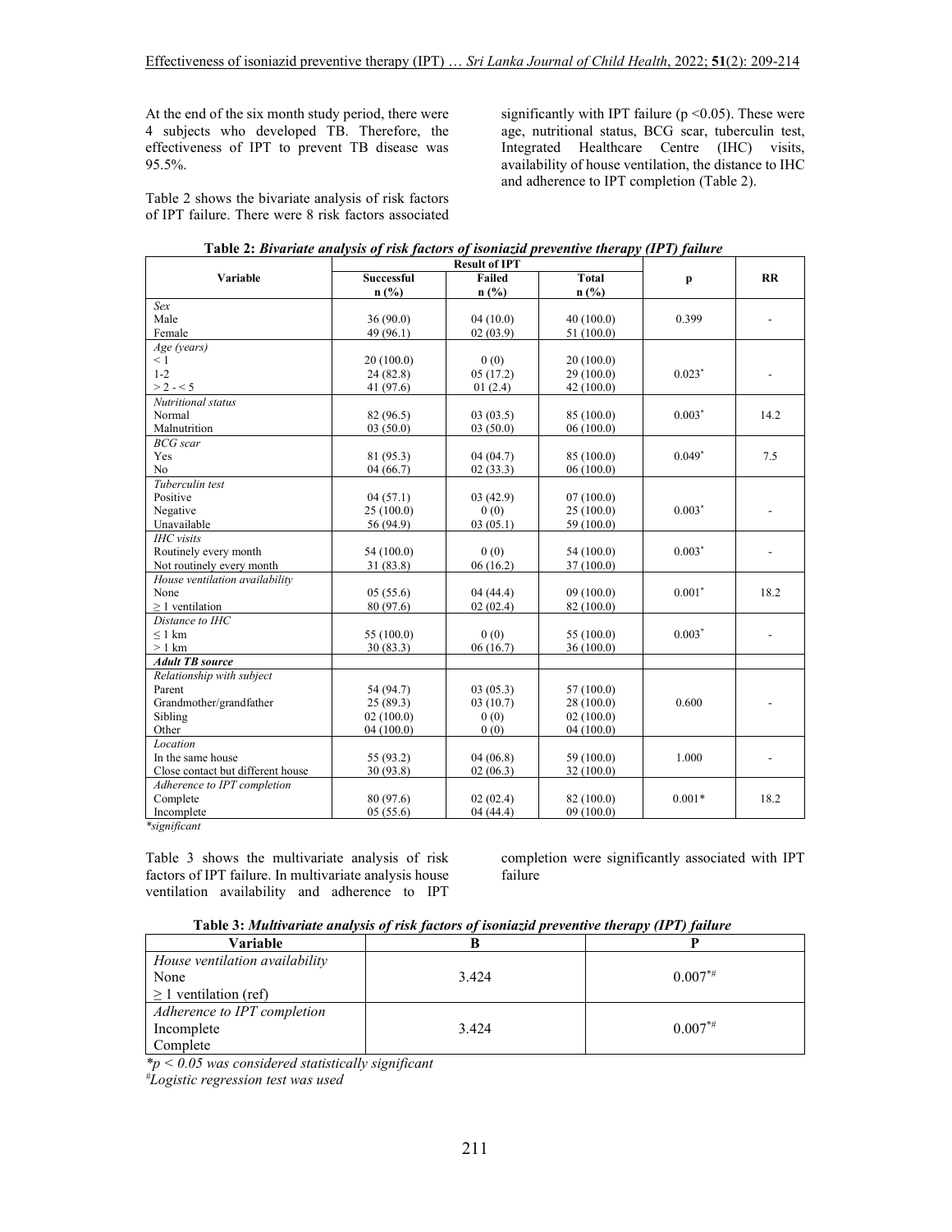At the end of the six month study period, there were 4 subjects who developed TB. Therefore, the effectiveness of IPT to prevent TB disease was 95.5%.

Table 2 shows the bivariate analysis of risk factors of IPT failure. There were 8 risk factors associated significantly with IPT failure ($p < 0.05$). These were age, nutritional status, BCG scar, tuberculin test, Integrated Healthcare Centre (IHC) visits, availability of house ventilation, the distance to IHC and adherence to IPT completion (Table 2).

**Table 2:** ***Bivariate analysis of risk factors of isoniazid preventive therapy (IPT) failure***

| Variable | Result of IPT | | | p | RR |
|---|---|---|---|---|---|
| | Successful n (%) | Failed n (%) | Total n (%) | | |
| *Sex* | | | | | |
| Male | 36 (90.0) | 04 (10.0) | 40 (100.0) | 0.399 | - |
| Female | 49 (96.1) | 02 (03.9) | 51 (100.0) | | |
| *Age (years)* | | | | | |
| < 1 | 20 (100.0) | 0 (0) | 20 (100.0) | 0.023* | - |
| 1-2 | 24 (82.8) | 05 (17.2) | 29 (100.0) | | |
| > 2 - < 5 | 41 (97.6) | 01 (2.4) | 42 (100.0) | | |
| *Nutritional status* | | | | | |
| Normal | 82 (96.5) | 03 (03.5) | 85 (100.0) | 0.003* | 14.2 |
| Malnutrition | 03 (50.0) | 03 (50.0) | 06 (100.0) | | |
| *BCG scar* | | | | | |
| Yes | 81 (95.3) | 04 (04.7) | 85 (100.0) | 0.049* | 7.5 |
| No | 04 (66.7) | 02 (33.3) | 06 (100.0) | | |
| *Tuberculin test* | | | | | |
| Positive | 04 (57.1) | 03 (42.9) | 07 (100.0) | 0.003* | - |
| Negative | 25 (100.0) | 0 (0) | 25 (100.0) | | |
| Unavailable | 56 (94.9) | 03 (05.1) | 59 (100.0) | | |
| *IHC visits* | | | | | |
| Routinely every month | 54 (100.0) | 0 (0) | 54 (100.0) | 0.003* | - |
| Not routinely every month | 31 (83.8) | 06 (16.2) | 37 (100.0) | | |
| *House ventilation availability* | | | | | |
| None | 05 (55.6) | 04 (44.4) | 09 (100.0) | 0.001* | 18.2 |
| ≥ 1 ventilation | 80 (97.6) | 02 (02.4) | 82 (100.0) | | |
| *Distance to IHC* | | | | | |
| ≤ 1 km | 55 (100.0) | 0 (0) | 55 (100.0) | 0.003* | - |
| > 1 km | 30 (83.3) | 06 (16.7) | 36 (100.0) | | |
| ***Adult TB source*** | | | | | |
| *Relationship with subject* | | | | | |
| Parent | 54 (94.7) | 03 (05.3) | 57 (100.0) | 0.600 | - |
| Grandmother/grandfather | 25 (89.3) | 03 (10.7) | 28 (100.0) | | |
| Sibling | 02 (100.0) | 0 (0) | 02 (100.0) | | |
| Other | 04 (100.0) | 0 (0) | 04 (100.0) | | |
| *Location* | | | | | |
| In the same house | 55 (93.2) | 04 (06.8) | 59 (100.0) | 1.000 | - |
| Close contact but different house | 30 (93.8) | 02 (06.3) | 32 (100.0) | | |
| *Adherence to IPT completion* | | | | | |
| Complete | 80 (97.6) | 02 (02.4) | 82 (100.0) | 0.001* | 18.2 |
| Incomplete | 05 (55.6) | 04 (44.4) | 09 (100.0) | | |

*\*significant*

Table 3 shows the multivariate analysis of risk factors of IPT failure. In multivariate analysis house ventilation availability and adherence to IPT completion were significantly associated with IPT failure

**Table 3:** ***Multivariate analysis of risk factors of isoniazid preventive therapy (IPT) failure***

| Variable | B | P |
|---|---|---|
| *House ventilation availability* None ≥ 1 ventilation (ref) | 3.424 | 0.007*# |
| *Adherence to IPT completion* Incomplete Complete | 3.424 | 0.007*# |

*\*$p < 0.05$ was considered statistically significant*
*#Logistic regression test was used*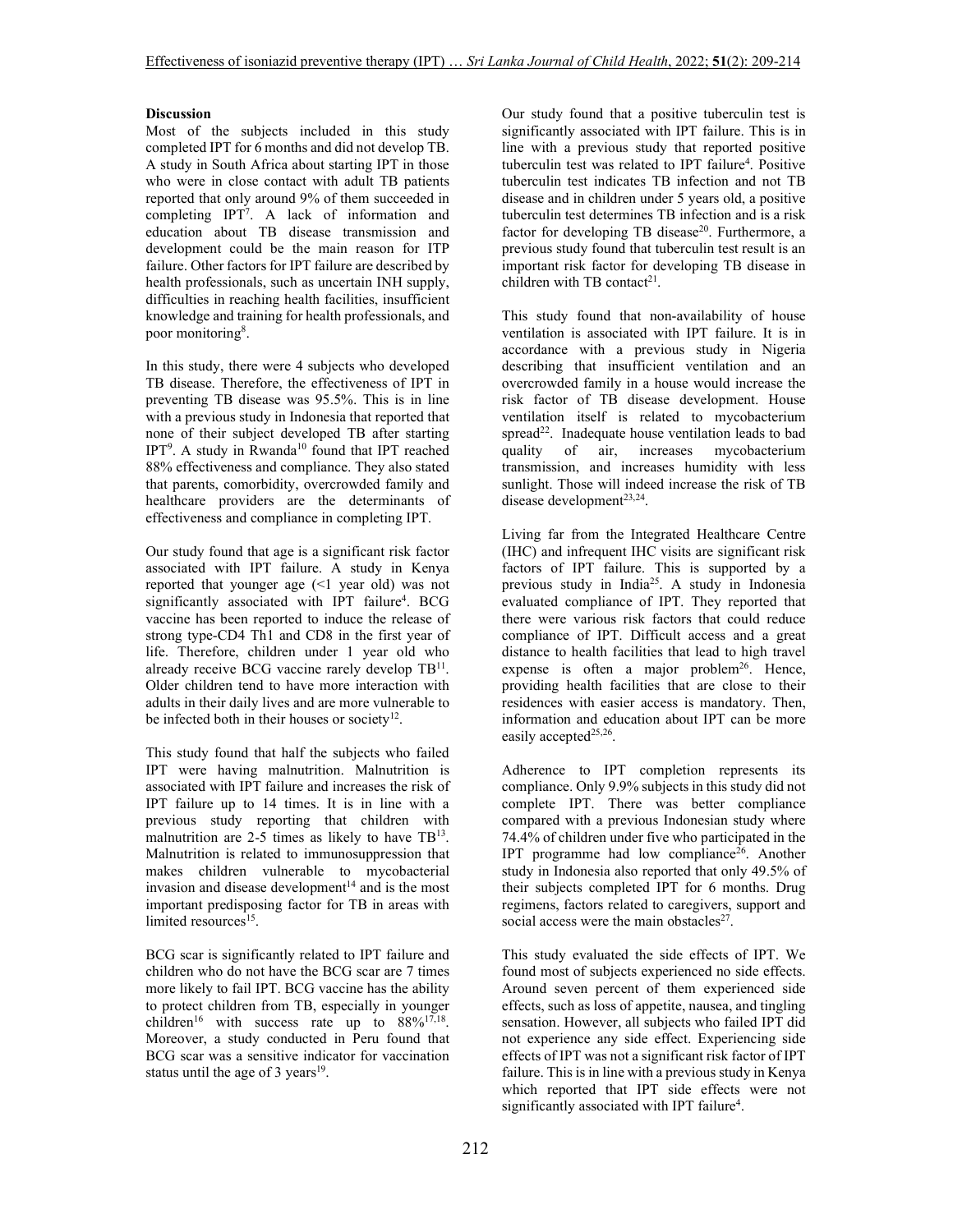## Discussion

Most of the subjects included in this study completed IPT for 6 months and did not develop TB. A study in South Africa about starting IPT in those who were in close contact with adult TB patients reported that only around 9% of them succeeded in completing IPT[7]. A lack of information and education about TB disease transmission and development could be the main reason for ITP failure. Other factors for IPT failure are described by health professionals, such as uncertain INH supply, difficulties in reaching health facilities, insufficient knowledge and training for health professionals, and poor monitoring[8].

In this study, there were 4 subjects who developed TB disease. Therefore, the effectiveness of IPT in preventing TB disease was 95.5%. This is in line with a previous study in Indonesia that reported that none of their subject developed TB after starting IPT[9]. A study in Rwanda[10] found that IPT reached 88% effectiveness and compliance. They also stated that parents, comorbidity, overcrowded family and healthcare providers are the determinants of effectiveness and compliance in completing IPT.

Our study found that age is a significant risk factor associated with IPT failure. A study in Kenya reported that younger age (<1 year old) was not significantly associated with IPT failure[4]. BCG vaccine has been reported to induce the release of strong type-CD4 Th1 and CD8 in the first year of life. Therefore, children under 1 year old who already receive BCG vaccine rarely develop TB[11]. Older children tend to have more interaction with adults in their daily lives and are more vulnerable to be infected both in their houses or society[12].

This study found that half the subjects who failed IPT were having malnutrition. Malnutrition is associated with IPT failure and increases the risk of IPT failure up to 14 times. It is in line with a previous study reporting that children with malnutrition are 2-5 times as likely to have TB[13]. Malnutrition is related to immunosuppression that makes children vulnerable to mycobacterial invasion and disease development[14] and is the most important predisposing factor for TB in areas with limited resources[15].

BCG scar is significantly related to IPT failure and children who do not have the BCG scar are 7 times more likely to fail IPT. BCG vaccine has the ability to protect children from TB, especially in younger children[16] with success rate up to 88%[17,18]. Moreover, a study conducted in Peru found that BCG scar was a sensitive indicator for vaccination status until the age of 3 years[19].

Our study found that a positive tuberculin test is significantly associated with IPT failure. This is in line with a previous study that reported positive tuberculin test was related to IPT failure[4]. Positive tuberculin test indicates TB infection and not TB disease and in children under 5 years old, a positive tuberculin test determines TB infection and is a risk factor for developing TB disease[20]. Furthermore, a previous study found that tuberculin test result is an important risk factor for developing TB disease in children with TB contact[21].

This study found that non-availability of house ventilation is associated with IPT failure. It is in accordance with a previous study in Nigeria describing that insufficient ventilation and an overcrowded family in a house would increase the risk factor of TB disease development. House ventilation itself is related to mycobacterium spread[22]. Inadequate house ventilation leads to bad quality of air, increases mycobacterium transmission, and increases humidity with less sunlight. Those will indeed increase the risk of TB disease development[23,24].

Living far from the Integrated Healthcare Centre (IHC) and infrequent IHC visits are significant risk factors of IPT failure. This is supported by a previous study in India[25]. A study in Indonesia evaluated compliance of IPT. They reported that there were various risk factors that could reduce compliance of IPT. Difficult access and a great distance to health facilities that lead to high travel expense is often a major problem[26]. Hence, providing health facilities that are close to their residences with easier access is mandatory. Then, information and education about IPT can be more easily accepted[25,26].

Adherence to IPT completion represents its compliance. Only 9.9% subjects in this study did not complete IPT. There was better compliance compared with a previous Indonesian study where 74.4% of children under five who participated in the IPT programme had low compliance[26]. Another study in Indonesia also reported that only 49.5% of their subjects completed IPT for 6 months. Drug regimens, factors related to caregivers, support and social access were the main obstacles[27].

This study evaluated the side effects of IPT. We found most of subjects experienced no side effects. Around seven percent of them experienced side effects, such as loss of appetite, nausea, and tingling sensation. However, all subjects who failed IPT did not experience any side effect. Experiencing side effects of IPT was not a significant risk factor of IPT failure. This is in line with a previous study in Kenya which reported that IPT side effects were not significantly associated with IPT failure[4].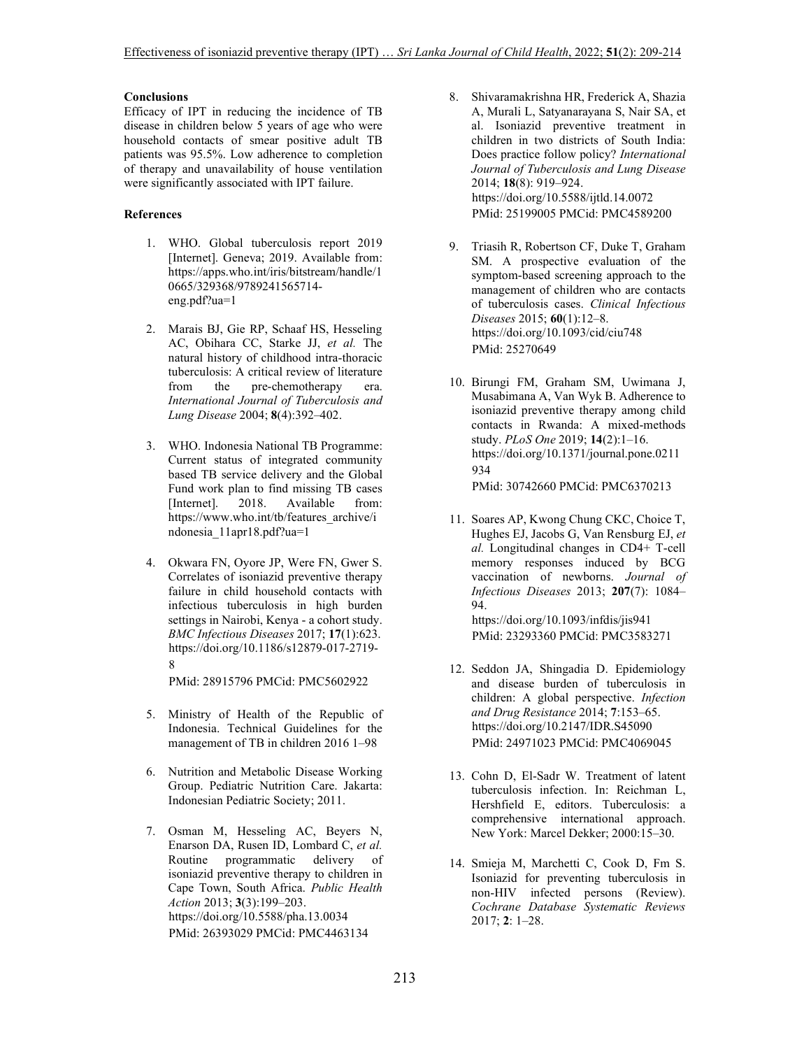## Conclusions

Efficacy of IPT in reducing the incidence of TB disease in children below 5 years of age who were household contacts of smear positive adult TB patients was 95.5%. Low adherence to completion of therapy and unavailability of house ventilation were significantly associated with IPT failure.

## References

1. WHO. Global tuberculosis report 2019 [Internet]. Geneva; 2019. Available from: https://apps.who.int/iris/bitstream/handle/10665/329368/9789241565714-eng.pdf?ua=1

2. Marais BJ, Gie RP, Schaaf HS, Hesseling AC, Obihara CC, Starke JJ, *et al.* The natural history of childhood intra-thoracic tuberculosis: A critical review of literature from the pre-chemotherapy era. *International Journal of Tuberculosis and Lung Disease* 2004; **8**(4):392–402.

3. WHO. Indonesia National TB Programme: Current status of integrated community based TB service delivery and the Global Fund work plan to find missing TB cases [Internet]. 2018. Available from: https://www.who.int/tb/features_archive/indonesia_11apr18.pdf?ua=1

4. Okwara FN, Oyore JP, Were FN, Gwer S. Correlates of isoniazid preventive therapy failure in child household contacts with infectious tuberculosis in high burden settings in Nairobi, Kenya - a cohort study. *BMC Infectious Diseases* 2017; **17**(1):623. https://doi.org/10.1186/s12879-017-2719-8
   PMid: 28915796 PMCid: PMC5602922

5. Ministry of Health of the Republic of Indonesia. Technical Guidelines for the management of TB in children 2016 1–98

6. Nutrition and Metabolic Disease Working Group. Pediatric Nutrition Care. Jakarta: Indonesian Pediatric Society; 2011.

7. Osman M, Hesseling AC, Beyers N, Enarson DA, Rusen ID, Lombard C, *et al.* Routine programmatic delivery of isoniazid preventive therapy to children in Cape Town, South Africa. *Public Health Action* 2013; **3**(3):199–203. https://doi.org/10.5588/pha.13.0034
   PMid: 26393029 PMCid: PMC4463134

8. Shivaramakrishna HR, Frederick A, Shazia A, Murali L, Satyanarayana S, Nair SA, et al. Isoniazid preventive treatment in children in two districts of South India: Does practice follow policy? *International Journal of Tuberculosis and Lung Disease* 2014; **18**(8): 919–924. https://doi.org/10.5588/ijtld.14.0072
   PMid: 25199005 PMCid: PMC4589200

9. Triasih R, Robertson CF, Duke T, Graham SM. A prospective evaluation of the symptom-based screening approach to the management of children who are contacts of tuberculosis cases. *Clinical Infectious Diseases* 2015; **60**(1):12–8. https://doi.org/10.1093/cid/ciu748
   PMid: 25270649

10. Birungi FM, Graham SM, Uwimana J, Musabimana A, Van Wyk B. Adherence to isoniazid preventive therapy among child contacts in Rwanda: A mixed-methods study. *PLoS One* 2019; **14**(2):1–16. https://doi.org/10.1371/journal.pone.0211934
    PMid: 30742660 PMCid: PMC6370213

11. Soares AP, Kwong Chung CKC, Choice T, Hughes EJ, Jacobs G, Van Rensburg EJ, *et al.* Longitudinal changes in CD4+ T-cell memory responses induced by BCG vaccination of newborns. *Journal of Infectious Diseases* 2013; **207**(7): 1084–94. https://doi.org/10.1093/infdis/jis941
    PMid: 23293360 PMCid: PMC3583271

12. Seddon JA, Shingadia D. Epidemiology and disease burden of tuberculosis in children: A global perspective. *Infection and Drug Resistance* 2014; **7**:153–65. https://doi.org/10.2147/IDR.S45090
    PMid: 24971023 PMCid: PMC4069045

13. Cohn D, El-Sadr W. Treatment of latent tuberculosis infection. In: Reichman L, Hershfield E, editors. Tuberculosis: a comprehensive international approach. New York: Marcel Dekker; 2000:15–30.

14. Smieja M, Marchetti C, Cook D, Fm S. Isoniazid for preventing tuberculosis in non-HIV infected persons (Review). *Cochrane Database Systematic Reviews* 2017; **2**: 1–28.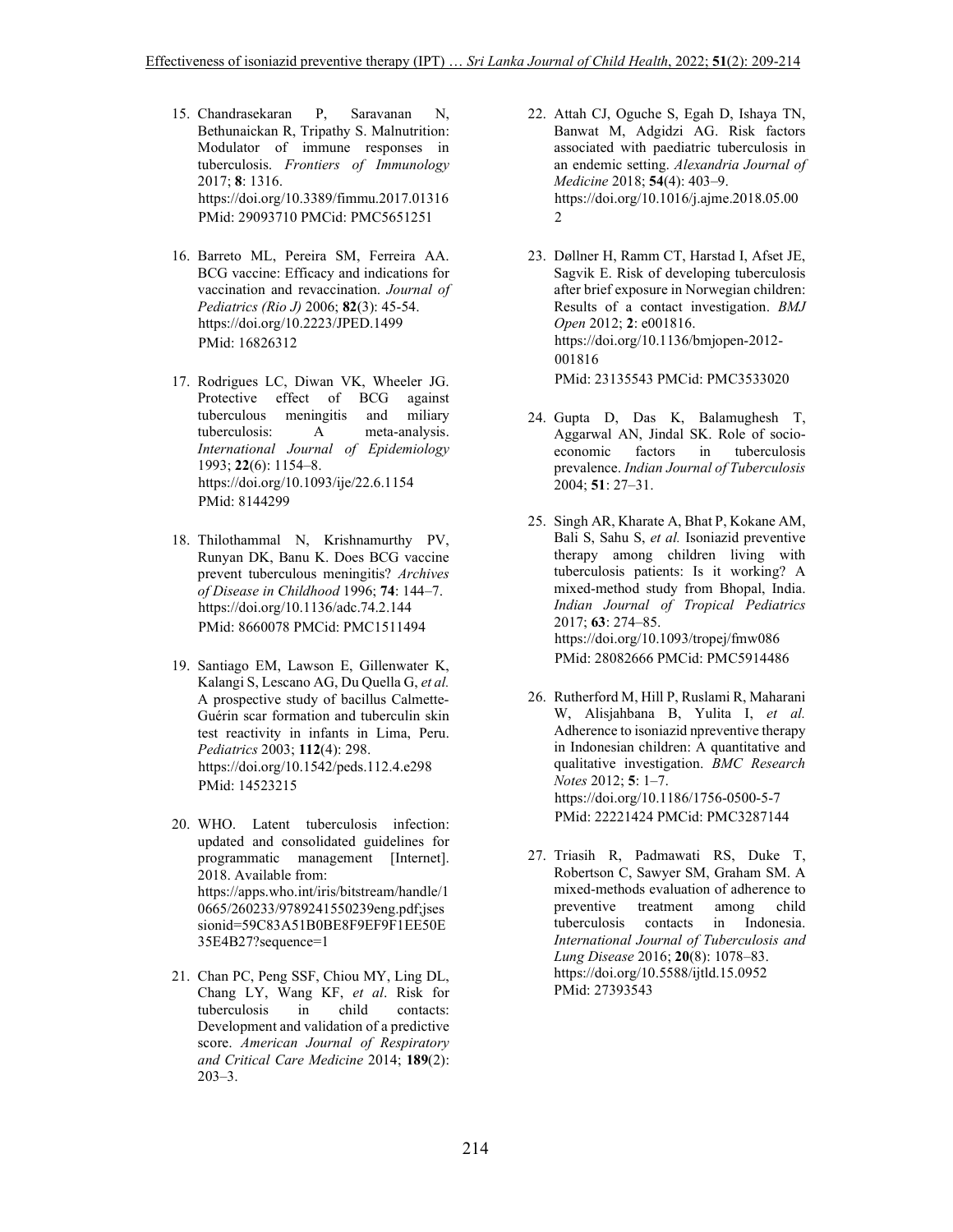15. Chandrasekaran P, Saravanan N, Bethunaickan R, Tripathy S. Malnutrition: Modulator of immune responses in tuberculosis. *Frontiers of Immunology* 2017; **8**: 1316. https://doi.org/10.3389/fimmu.2017.01316 PMid: 29093710 PMCid: PMC5651251

16. Barreto ML, Pereira SM, Ferreira AA. BCG vaccine: Efficacy and indications for vaccination and revaccination. *Journal of Pediatrics (Rio J)* 2006; **82**(3): 45-54. https://doi.org/10.2223/JPED.1499 PMid: 16826312

17. Rodrigues LC, Diwan VK, Wheeler JG. Protective effect of BCG against tuberculous meningitis and miliary tuberculosis: A meta-analysis. *International Journal of Epidemiology* 1993; **22**(6): 1154–8. https://doi.org/10.1093/ije/22.6.1154 PMid: 8144299

18. Thilothammal N, Krishnamurthy PV, Runyan DK, Banu K. Does BCG vaccine prevent tuberculous meningitis? *Archives of Disease in Childhood* 1996; **74**: 144–7. https://doi.org/10.1136/adc.74.2.144 PMid: 8660078 PMCid: PMC1511494

19. Santiago EM, Lawson E, Gillenwater K, Kalangi S, Lescano AG, Du Quella G, *et al.* A prospective study of bacillus Calmette-Guérin scar formation and tuberculin skin test reactivity in infants in Lima, Peru. *Pediatrics* 2003; **112**(4): 298. https://doi.org/10.1542/peds.112.4.e298 PMid: 14523215

20. WHO. Latent tuberculosis infection: updated and consolidated guidelines for programmatic management [Internet]. 2018. Available from: https://apps.who.int/iris/bitstream/handle/10665/260233/9789241550239eng.pdf;jsessionid=59C83A51B0BE8F9EF9F1EE50E35E4B27?sequence=1

21. Chan PC, Peng SSF, Chiou MY, Ling DL, Chang LY, Wang KF, *et al*. Risk for tuberculosis in child contacts: Development and validation of a predictive score. *American Journal of Respiratory and Critical Care Medicine* 2014; **189**(2): 203–3.

22. Attah CJ, Oguche S, Egah D, Ishaya TN, Banwat M, Adgidzi AG. Risk factors associated with paediatric tuberculosis in an endemic setting. *Alexandria Journal of Medicine* 2018; **54**(4): 403–9. https://doi.org/10.1016/j.ajme.2018.05.002

23. Døllner H, Ramm CT, Harstad I, Afset JE, Sagvik E. Risk of developing tuberculosis after brief exposure in Norwegian children: Results of a contact investigation. *BMJ Open* 2012; **2**: e001816. https://doi.org/10.1136/bmjopen-2012-001816 PMid: 23135543 PMCid: PMC3533020

24. Gupta D, Das K, Balamughesh T, Aggarwal AN, Jindal SK. Role of socio-economic factors in tuberculosis prevalence. *Indian Journal of Tuberculosis* 2004; **51**: 27–31.

25. Singh AR, Kharate A, Bhat P, Kokane AM, Bali S, Sahu S, *et al.* Isoniazid preventive therapy among children living with tuberculosis patients: Is it working? A mixed-method study from Bhopal, India. *Indian Journal of Tropical Pediatrics* 2017; **63**: 274–85. https://doi.org/10.1093/tropej/fmw086 PMid: 28082666 PMCid: PMC5914486

26. Rutherford M, Hill P, Ruslami R, Maharani W, Alisjahbana B, Yulita I, *et al.* Adherence to isoniazid npreventive therapy in Indonesian children: A quantitative and qualitative investigation. *BMC Research Notes* 2012; **5**: 1–7. https://doi.org/10.1186/1756-0500-5-7 PMid: 22221424 PMCid: PMC3287144

27. Triasih R, Padmawati RS, Duke T, Robertson C, Sawyer SM, Graham SM. A mixed-methods evaluation of adherence to preventive treatment among child tuberculosis contacts in Indonesia. *International Journal of Tuberculosis and Lung Disease* 2016; **20**(8): 1078–83. https://doi.org/10.5588/ijtld.15.0952 PMid: 27393543